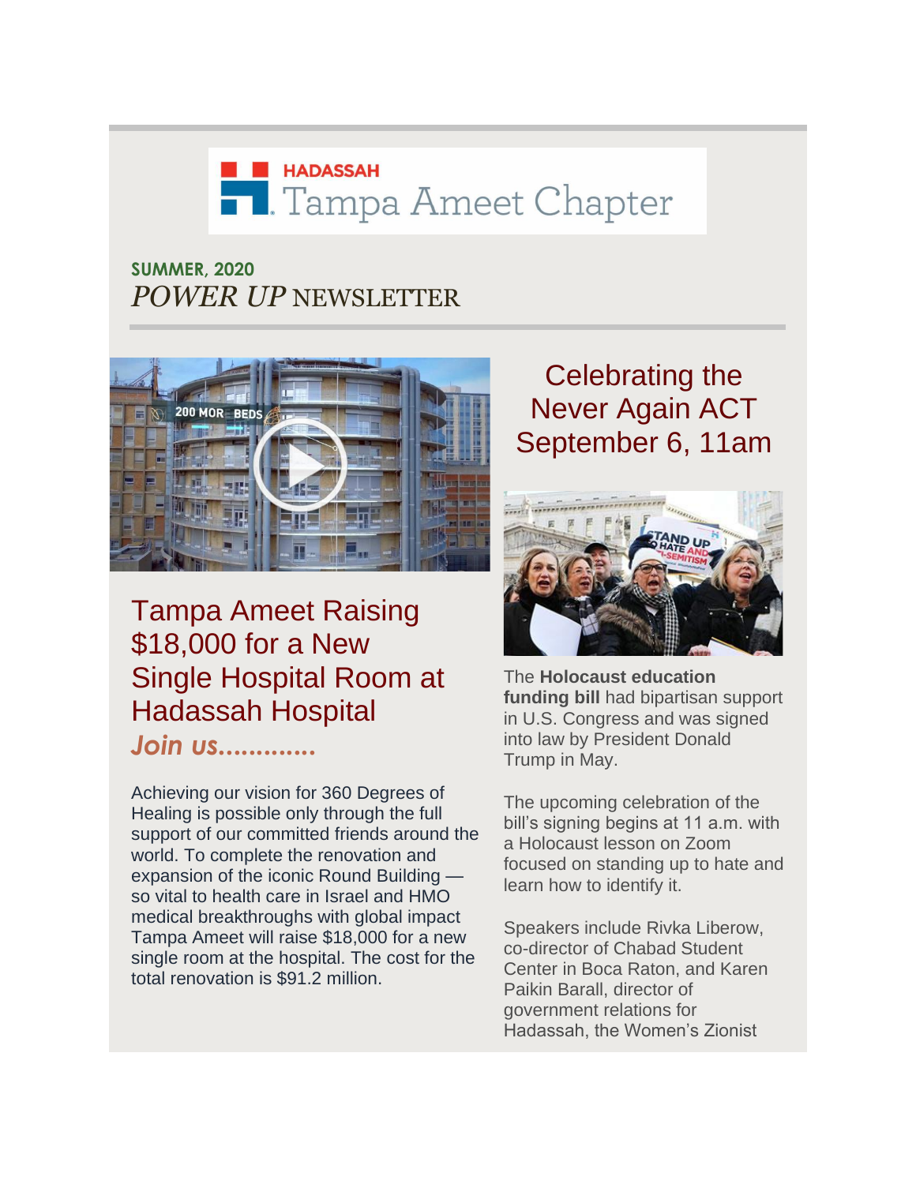# HADASSAH Tampa Ameet Chapter

**SUMMER, 2020**

*POWER UP* NEWSLETTER

## Tampa Ameet Raising $18,000 for a New Single Hospital Room at Hadassah Hospital

***Join us.............***

Achieving our vision for 360 Degrees of Healing is possible only through the full support of our committed friends around the world. To complete the renovation and expansion of the iconic Round Building — so vital to health care in Israel and HMO medical breakthroughs with global impact Tampa Ameet will raise $18,000 for a new single room at the hospital. The cost for the total renovation is $91.2 million.

## Celebrating the Never Again ACT September 6, 11am

The **Holocaust education funding bill** had bipartisan support in U.S. Congress and was signed into law by President Donald Trump in May.

The upcoming celebration of the bill's signing begins at 11 a.m. with a Holocaust lesson on Zoom focused on standing up to hate and learn how to identify it.

Speakers include Rivka Liberow, co-director of Chabad Student Center in Boca Raton, and Karen Paikin Barall, director of government relations for Hadassah, the Women's Zionist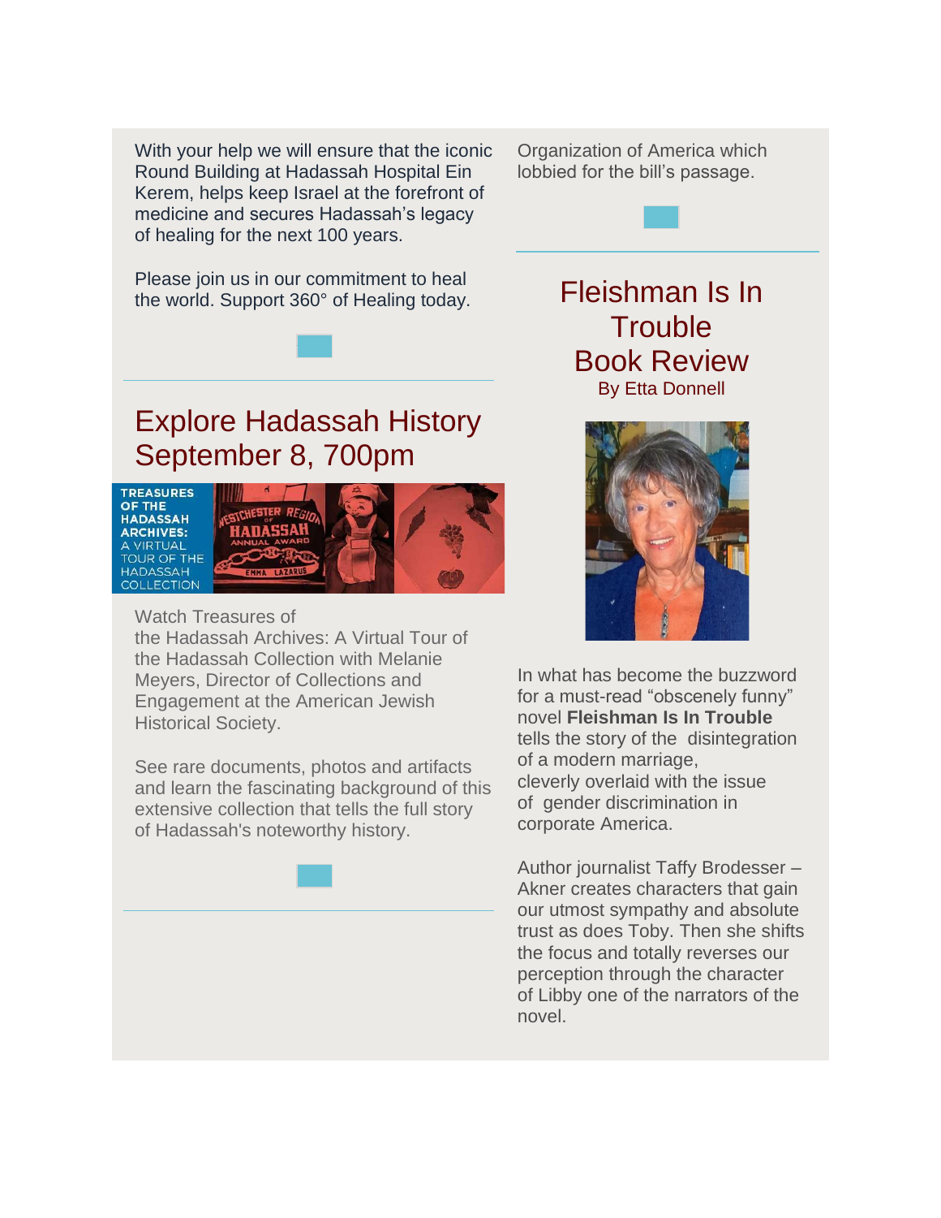With your help we will ensure that the iconic Round Building at Hadassah Hospital Ein Kerem, helps keep Israel at the forefront of medicine and secures Hadassah's legacy of healing for the next 100 years.

Please join us in our commitment to heal the world. Support 360° of Healing today.

## Explore Hadassah History September 8, 700pm

Watch Treasures of the Hadassah Archives: A Virtual Tour of the Hadassah Collection with Melanie Meyers, Director of Collections and Engagement at the American Jewish Historical Society.

See rare documents, photos and artifacts and learn the fascinating background of this extensive collection that tells the full story of Hadassah's noteworthy history.

Organization of America which lobbied for the bill's passage.

## Fleishman Is In Trouble Book Review

By Etta Donnell

In what has become the buzzword for a must-read "obscenely funny" novel **Fleishman Is In Trouble** tells the story of the disintegration of a modern marriage, cleverly overlaid with the issue of gender discrimination in corporate America.

Author journalist Taffy Brodesser – Akner creates characters that gain our utmost sympathy and absolute trust as does Toby. Then she shifts the focus and totally reverses our perception through the character of Libby one of the narrators of the novel.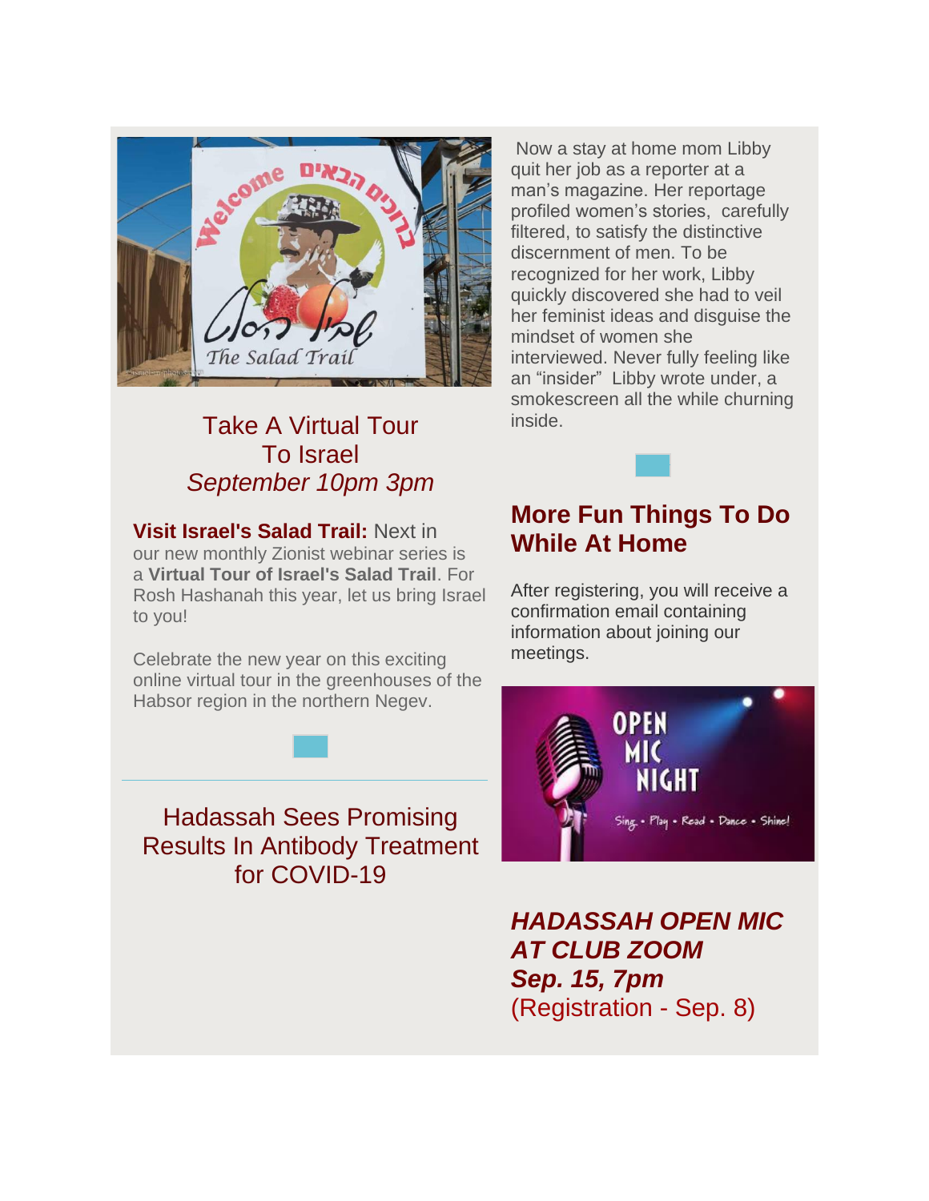## Take A Virtual Tour To Israel
*September 10pm 3pm*

**Visit Israel's Salad Trail:** Next in our new monthly Zionist webinar series is a **Virtual Tour of Israel's Salad Trail**. For Rosh Hashanah this year, let us bring Israel to you!

Celebrate the new year on this exciting online virtual tour in the greenhouses of the Habsor region in the northern Negev.

---

## Hadassah Sees Promising Results In Antibody Treatment for COVID-19

Now a stay at home mom Libby quit her job as a reporter at a man's magazine. Her reportage profiled women's stories, carefully filtered, to satisfy the distinctive discernment of men. To be recognized for her work, Libby quickly discovered she had to veil her feminist ideas and disguise the mindset of women she interviewed. Never fully feeling like an "insider" Libby wrote under, a smokescreen all the while churning inside.

## More Fun Things To Do While At Home

After registering, you will receive a confirmation email containing information about joining our meetings.

***HADASSAH OPEN MIC AT CLUB ZOOM***
***Sep. 15, 7pm***
(Registration - Sep. 8)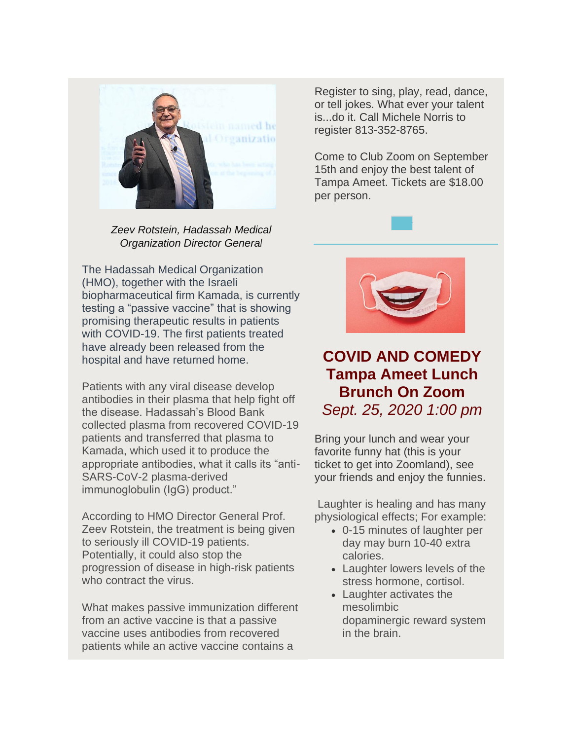*Zeev Rotstein, Hadassah Medical Organization Director General*

The Hadassah Medical Organization (HMO), together with the Israeli biopharmaceutical firm Kamada, is currently testing a "passive vaccine" that is showing promising therapeutic results in patients with COVID-19. The first patients treated have already been released from the hospital and have returned home.

Patients with any viral disease develop antibodies in their plasma that help fight off the disease. Hadassah's Blood Bank collected plasma from recovered COVID-19 patients and transferred that plasma to Kamada, which used it to produce the appropriate antibodies, what it calls its "anti-SARS-CoV-2 plasma-derived immunoglobulin (IgG) product."

According to HMO Director General Prof. Zeev Rotstein, the treatment is being given to seriously ill COVID-19 patients. Potentially, it could also stop the progression of disease in high-risk patients who contract the virus.

What makes passive immunization different from an active vaccine is that a passive vaccine uses antibodies from recovered patients while an active vaccine contains a

Register to sing, play, read, dance, or tell jokes. What ever your talent is...do it. Call Michele Norris to register 813-352-8765.

Come to Club Zoom on September 15th and enjoy the best talent of Tampa Ameet. Tickets are $18.00 per person.

## COVID AND COMEDY Tampa Ameet Lunch Brunch On Zoom

*Sept. 25, 2020 1:00 pm*

Bring your lunch and wear your favorite funny hat (this is your ticket to get into Zoomland), see your friends and enjoy the funnies.

Laughter is healing and has many physiological effects; For example:

- 0-15 minutes of laughter per day may burn 10-40 extra calories.
- Laughter lowers levels of the stress hormone, cortisol.
- Laughter activates the mesolimbic dopaminergic reward system in the brain.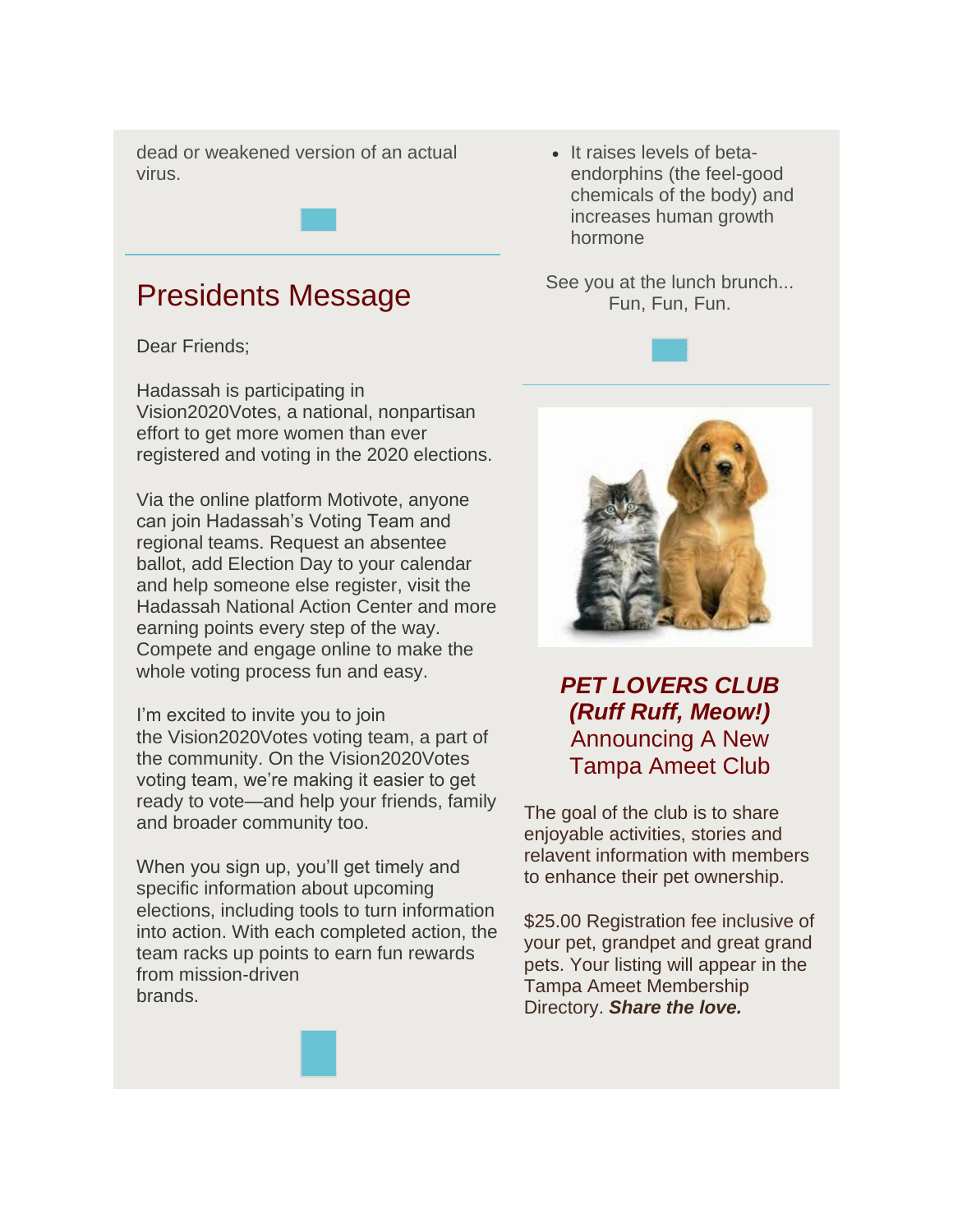dead or weakened version of an actual virus.

## Presidents Message

Dear Friends;

Hadassah is participating in Vision2020Votes, a national, nonpartisan effort to get more women than ever registered and voting in the 2020 elections.

Via the online platform Motivote, anyone can join Hadassah's Voting Team and regional teams. Request an absentee ballot, add Election Day to your calendar and help someone else register, visit the Hadassah National Action Center and more earning points every step of the way. Compete and engage online to make the whole voting process fun and easy.

I'm excited to invite you to join the Vision2020Votes voting team, a part of the community. On the Vision2020Votes voting team, we're making it easier to get ready to vote—and help your friends, family and broader community too.

When you sign up, you'll get timely and specific information about upcoming elections, including tools to turn information into action. With each completed action, the team racks up points to earn fun rewards from mission-driven brands.

- It raises levels of beta-endorphins (the feel-good chemicals of the body) and increases human growth hormone

See you at the lunch brunch... Fun, Fun, Fun.

## ***PET LOVERS CLUB (Ruff Ruff, Meow!)***
## Announcing A New Tampa Ameet Club

The goal of the club is to share enjoyable activities, stories and relavent information with members to enhance their pet ownership.

$25.00 Registration fee inclusive of your pet, grandpet and great grand pets. Your listing will appear in the Tampa Ameet Membership Directory. ***Share the love.***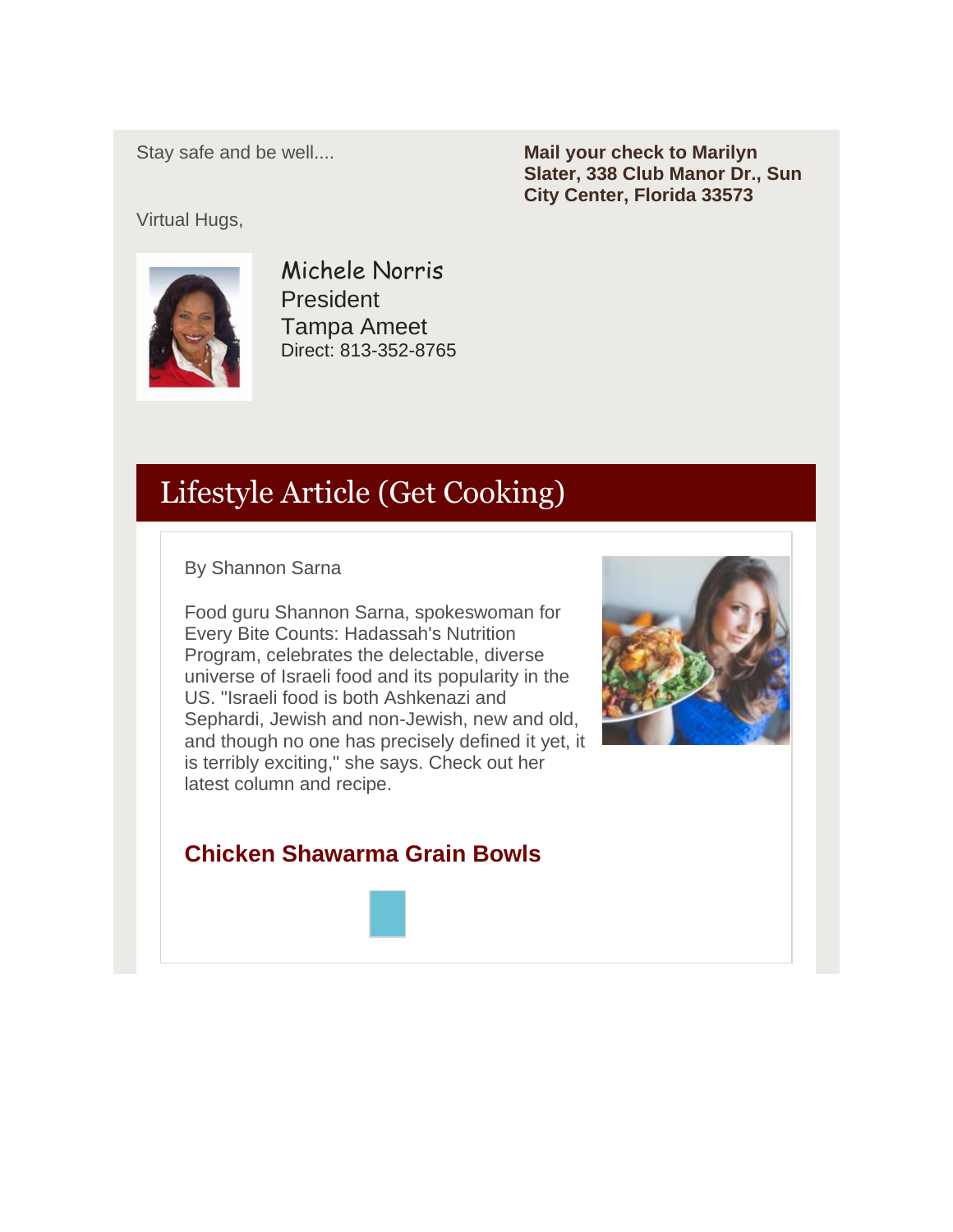Stay safe and be well....

**Mail your check to Marilyn Slater, 338 Club Manor Dr., Sun City Center, Florida 33573**

Virtual Hugs,

Michele Norris
President
Tampa Ameet
Direct: 813-352-8765

## Lifestyle Article (Get Cooking)

By Shannon Sarna

Food guru Shannon Sarna, spokeswoman for Every Bite Counts: Hadassah's Nutrition Program, celebrates the delectable, diverse universe of Israeli food and its popularity in the US. "Israeli food is both Ashkenazi and Sephardi, Jewish and non-Jewish, new and old, and though no one has precisely defined it yet, it is terribly exciting," she says. Check out her latest column and recipe.

### Chicken Shawarma Grain Bowls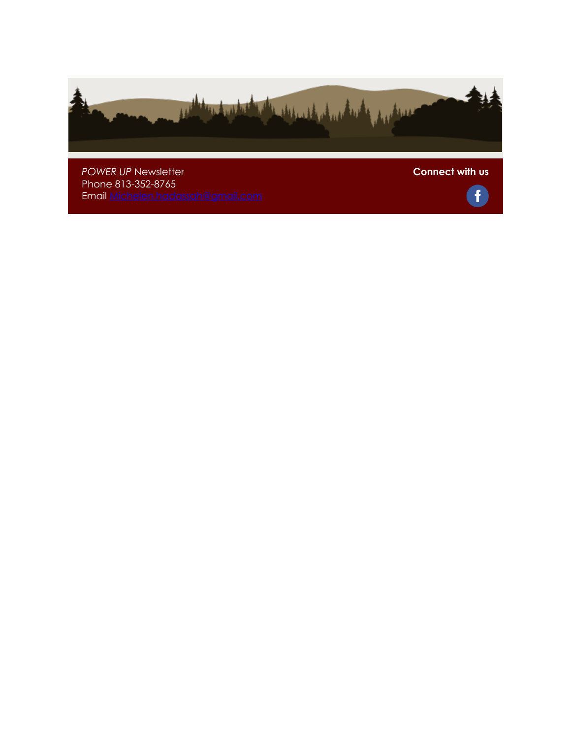*POWER UP* Newsletter
Phone 813-352-8765
Email Michelen.hadassah@gmail.com

**Connect with us**